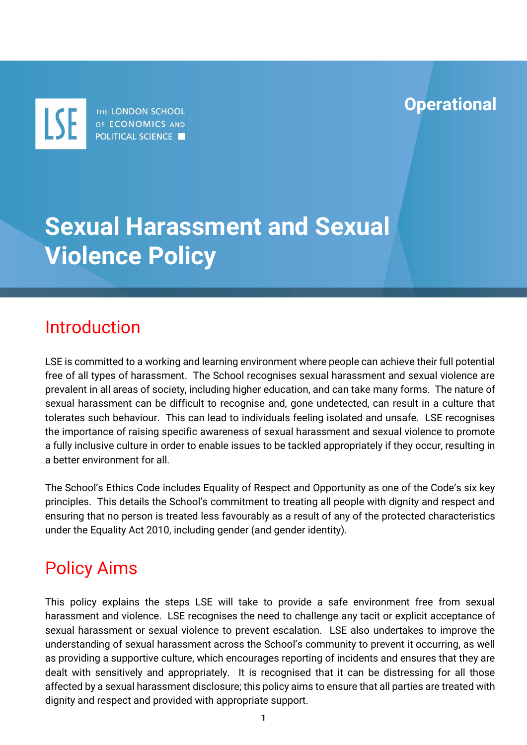THE LONDON SCHOOL OF ECONOMICS AND POLITICAL SCIENCE

**Operational**

# Sexual Harassment and Sexual Violence Policy

## Introduction

LSE is committed to a working and learning environment where people can achieve their full potential free of all types of harassment. The School recognises sexual harassment and sexual violence are prevalent in all areas of society, including higher education, and can take many forms. The nature of sexual harassment can be difficult to recognise and, gone undetected, can result in a culture that tolerates such behaviour. This can lead to individuals feeling isolated and unsafe. LSE recognises the importance of raising specific awareness of sexual harassment and sexual violence to promote a fully inclusive culture in order to enable issues to be tackled appropriately if they occur, resulting in a better environment for all.

The School's Ethics Code includes Equality of Respect and Opportunity as one of the Code's six key principles. This details the School's commitment to treating all people with dignity and respect and ensuring that no person is treated less favourably as a result of any of the protected characteristics under the Equality Act 2010, including gender (and gender identity).

## Policy Aims

This policy explains the steps LSE will take to provide a safe environment free from sexual harassment and violence. LSE recognises the need to challenge any tacit or explicit acceptance of sexual harassment or sexual violence to prevent escalation. LSE also undertakes to improve the understanding of sexual harassment across the School's community to prevent it occurring, as well as providing a supportive culture, which encourages reporting of incidents and ensures that they are dealt with sensitively and appropriately. It is recognised that it can be distressing for all those affected by a sexual harassment disclosure; this policy aims to ensure that all parties are treated with dignity and respect and provided with appropriate support.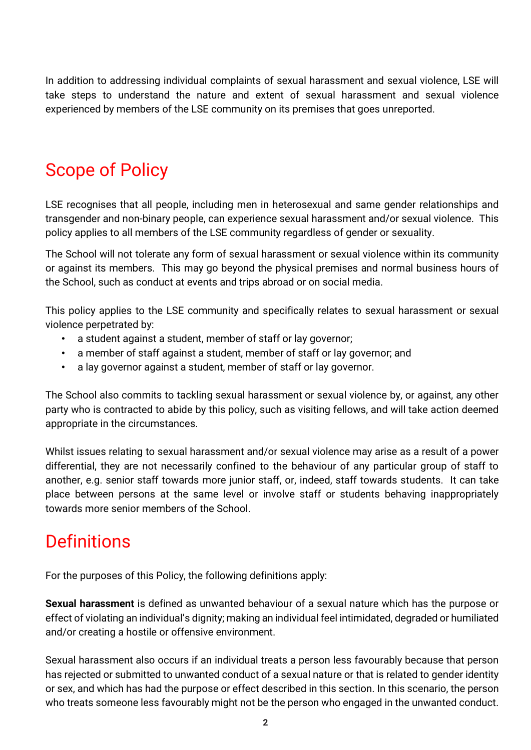In addition to addressing individual complaints of sexual harassment and sexual violence, LSE will take steps to understand the nature and extent of sexual harassment and sexual violence experienced by members of the LSE community on its premises that goes unreported.

## Scope of Policy

LSE recognises that all people, including men in heterosexual and same gender relationships and transgender and non-binary people, can experience sexual harassment and/or sexual violence. This policy applies to all members of the LSE community regardless of gender or sexuality.

The School will not tolerate any form of sexual harassment or sexual violence within its community or against its members. This may go beyond the physical premises and normal business hours of the School, such as conduct at events and trips abroad or on social media.

This policy applies to the LSE community and specifically relates to sexual harassment or sexual violence perpetrated by:

- a student against a student, member of staff or lay governor;
- a member of staff against a student, member of staff or lay governor; and
- a lay governor against a student, member of staff or lay governor.

The School also commits to tackling sexual harassment or sexual violence by, or against, any other party who is contracted to abide by this policy, such as visiting fellows, and will take action deemed appropriate in the circumstances.

Whilst issues relating to sexual harassment and/or sexual violence may arise as a result of a power differential, they are not necessarily confined to the behaviour of any particular group of staff to another, e.g. senior staff towards more junior staff, or, indeed, staff towards students. It can take place between persons at the same level or involve staff or students behaving inappropriately towards more senior members of the School.

## Definitions

For the purposes of this Policy, the following definitions apply:

**Sexual harassment** is defined as unwanted behaviour of a sexual nature which has the purpose or effect of violating an individual's dignity; making an individual feel intimidated, degraded or humiliated and/or creating a hostile or offensive environment.

Sexual harassment also occurs if an individual treats a person less favourably because that person has rejected or submitted to unwanted conduct of a sexual nature or that is related to gender identity or sex, and which has had the purpose or effect described in this section. In this scenario, the person who treats someone less favourably might not be the person who engaged in the unwanted conduct.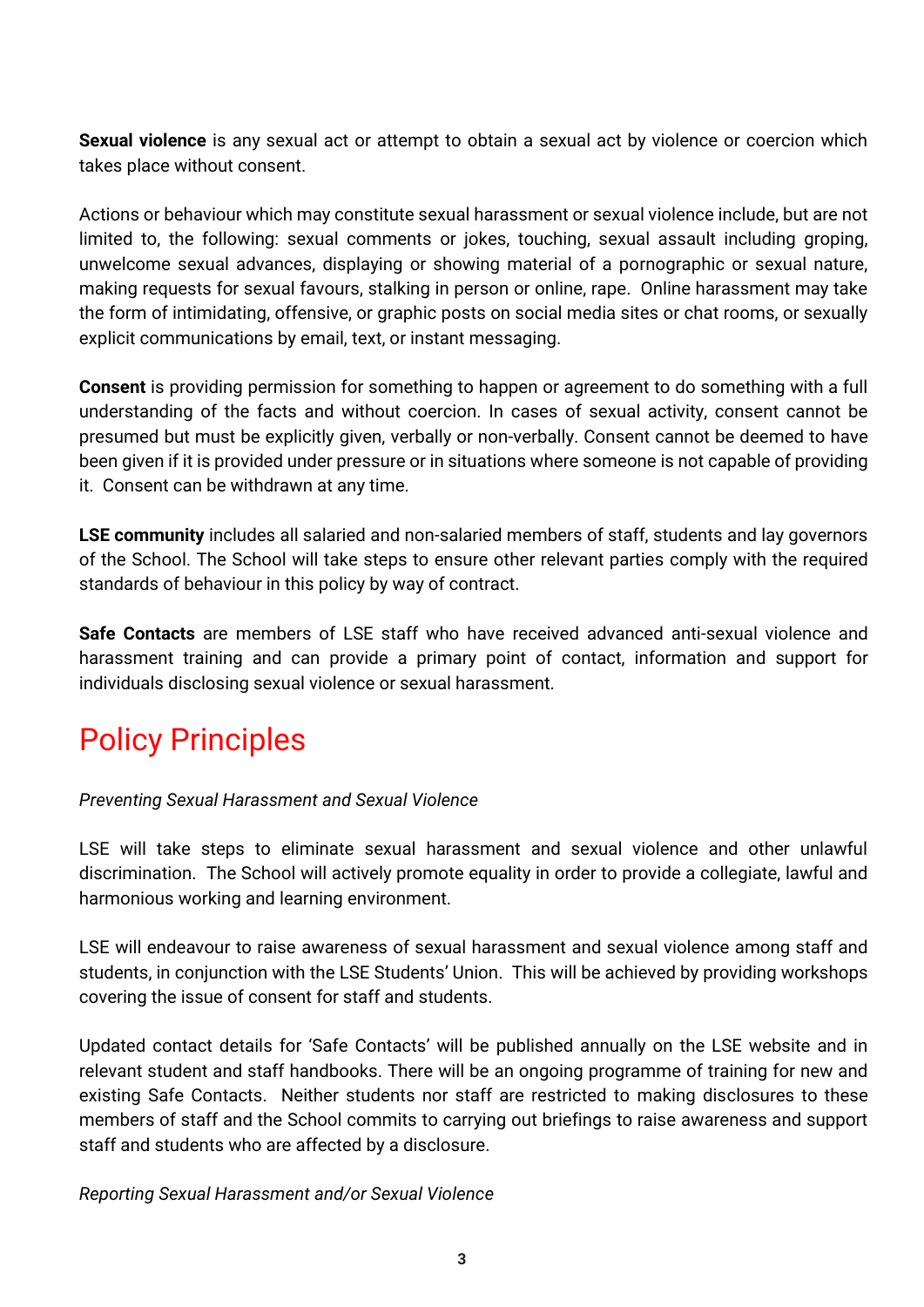**Sexual violence** is any sexual act or attempt to obtain a sexual act by violence or coercion which takes place without consent.

Actions or behaviour which may constitute sexual harassment or sexual violence include, but are not limited to, the following: sexual comments or jokes, touching, sexual assault including groping, unwelcome sexual advances, displaying or showing material of a pornographic or sexual nature, making requests for sexual favours, stalking in person or online, rape. Online harassment may take the form of intimidating, offensive, or graphic posts on social media sites or chat rooms, or sexually explicit communications by email, text, or instant messaging.

**Consent** is providing permission for something to happen or agreement to do something with a full understanding of the facts and without coercion. In cases of sexual activity, consent cannot be presumed but must be explicitly given, verbally or non-verbally. Consent cannot be deemed to have been given if it is provided under pressure or in situations where someone is not capable of providing it. Consent can be withdrawn at any time.

**LSE community** includes all salaried and non-salaried members of staff, students and lay governors of the School. The School will take steps to ensure other relevant parties comply with the required standards of behaviour in this policy by way of contract.

**Safe Contacts** are members of LSE staff who have received advanced anti-sexual violence and harassment training and can provide a primary point of contact, information and support for individuals disclosing sexual violence or sexual harassment.

# Policy Principles

*Preventing Sexual Harassment and Sexual Violence*

LSE will take steps to eliminate sexual harassment and sexual violence and other unlawful discrimination. The School will actively promote equality in order to provide a collegiate, lawful and harmonious working and learning environment.

LSE will endeavour to raise awareness of sexual harassment and sexual violence among staff and students, in conjunction with the LSE Students' Union. This will be achieved by providing workshops covering the issue of consent for staff and students.

Updated contact details for 'Safe Contacts' will be published annually on the LSE website and in relevant student and staff handbooks. There will be an ongoing programme of training for new and existing Safe Contacts. Neither students nor staff are restricted to making disclosures to these members of staff and the School commits to carrying out briefings to raise awareness and support staff and students who are affected by a disclosure.

*Reporting Sexual Harassment and/or Sexual Violence*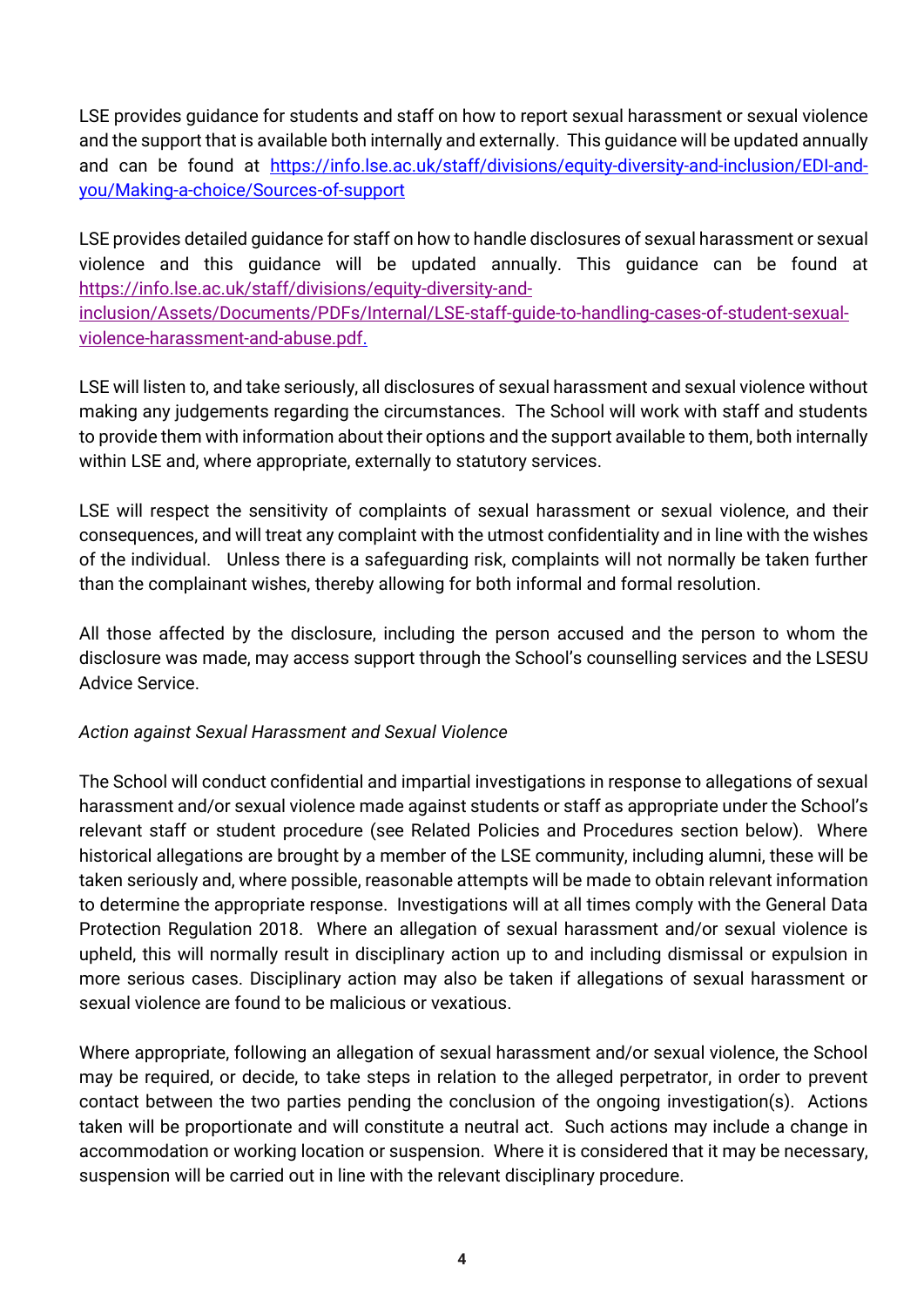LSE provides guidance for students and staff on how to report sexual harassment or sexual violence and the support that is available both internally and externally. This guidance will be updated annually and can be found at [https://info.lse.ac.uk/staff/divisions/equity-diversity-and-inclusion/EDI-and-you/Making-a-choice/Sources-of-support](https://info.lse.ac.uk/staff/divisions/equity-diversity-and-inclusion/EDI-and-you/Making-a-choice/Sources-of-support)

LSE provides detailed guidance for staff on how to handle disclosures of sexual harassment or sexual violence and this guidance will be updated annually. This guidance can be found at [https://info.lse.ac.uk/staff/divisions/equity-diversity-and-inclusion/Assets/Documents/PDFs/Internal/LSE-staff-guide-to-handling-cases-of-student-sexual-violence-harassment-and-abuse.pdf](https://info.lse.ac.uk/staff/divisions/equity-diversity-and-inclusion/Assets/Documents/PDFs/Internal/LSE-staff-guide-to-handling-cases-of-student-sexual-violence-harassment-and-abuse.pdf).

LSE will listen to, and take seriously, all disclosures of sexual harassment and sexual violence without making any judgements regarding the circumstances. The School will work with staff and students to provide them with information about their options and the support available to them, both internally within LSE and, where appropriate, externally to statutory services.

LSE will respect the sensitivity of complaints of sexual harassment or sexual violence, and their consequences, and will treat any complaint with the utmost confidentiality and in line with the wishes of the individual. Unless there is a safeguarding risk, complaints will not normally be taken further than the complainant wishes, thereby allowing for both informal and formal resolution.

All those affected by the disclosure, including the person accused and the person to whom the disclosure was made, may access support through the School's counselling services and the LSESU Advice Service.

*Action against Sexual Harassment and Sexual Violence*

The School will conduct confidential and impartial investigations in response to allegations of sexual harassment and/or sexual violence made against students or staff as appropriate under the School's relevant staff or student procedure (see Related Policies and Procedures section below). Where historical allegations are brought by a member of the LSE community, including alumni, these will be taken seriously and, where possible, reasonable attempts will be made to obtain relevant information to determine the appropriate response. Investigations will at all times comply with the General Data Protection Regulation 2018. Where an allegation of sexual harassment and/or sexual violence is upheld, this will normally result in disciplinary action up to and including dismissal or expulsion in more serious cases. Disciplinary action may also be taken if allegations of sexual harassment or sexual violence are found to be malicious or vexatious.

Where appropriate, following an allegation of sexual harassment and/or sexual violence, the School may be required, or decide, to take steps in relation to the alleged perpetrator, in order to prevent contact between the two parties pending the conclusion of the ongoing investigation(s). Actions taken will be proportionate and will constitute a neutral act. Such actions may include a change in accommodation or working location or suspension. Where it is considered that it may be necessary, suspension will be carried out in line with the relevant disciplinary procedure.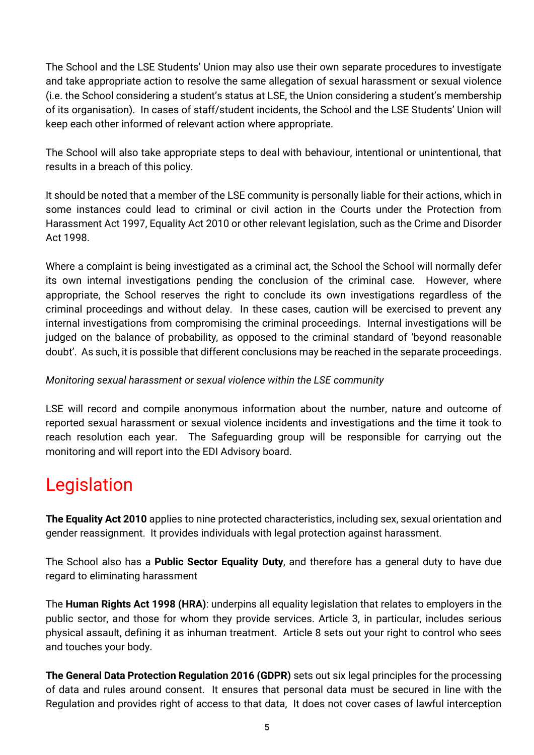The School and the LSE Students' Union may also use their own separate procedures to investigate and take appropriate action to resolve the same allegation of sexual harassment or sexual violence (i.e. the School considering a student's status at LSE, the Union considering a student's membership of its organisation). In cases of staff/student incidents, the School and the LSE Students' Union will keep each other informed of relevant action where appropriate.

The School will also take appropriate steps to deal with behaviour, intentional or unintentional, that results in a breach of this policy.

It should be noted that a member of the LSE community is personally liable for their actions, which in some instances could lead to criminal or civil action in the Courts under the Protection from Harassment Act 1997, Equality Act 2010 or other relevant legislation, such as the Crime and Disorder Act 1998.

Where a complaint is being investigated as a criminal act, the School the School will normally defer its own internal investigations pending the conclusion of the criminal case. However, where appropriate, the School reserves the right to conclude its own investigations regardless of the criminal proceedings and without delay. In these cases, caution will be exercised to prevent any internal investigations from compromising the criminal proceedings. Internal investigations will be judged on the balance of probability, as opposed to the criminal standard of 'beyond reasonable doubt'. As such, it is possible that different conclusions may be reached in the separate proceedings.

*Monitoring sexual harassment or sexual violence within the LSE community*

LSE will record and compile anonymous information about the number, nature and outcome of reported sexual harassment or sexual violence incidents and investigations and the time it took to reach resolution each year. The Safeguarding group will be responsible for carrying out the monitoring and will report into the EDI Advisory board.

# Legislation

**The Equality Act 2010** applies to nine protected characteristics, including sex, sexual orientation and gender reassignment. It provides individuals with legal protection against harassment.

The School also has a **Public Sector Equality Duty**, and therefore has a general duty to have due regard to eliminating harassment

The **Human Rights Act 1998 (HRA)**: underpins all equality legislation that relates to employers in the public sector, and those for whom they provide services. Article 3, in particular, includes serious physical assault, defining it as inhuman treatment. Article 8 sets out your right to control who sees and touches your body.

**The General Data Protection Regulation 2016 (GDPR)** sets out six legal principles for the processing of data and rules around consent. It ensures that personal data must be secured in line with the Regulation and provides right of access to that data, It does not cover cases of lawful interception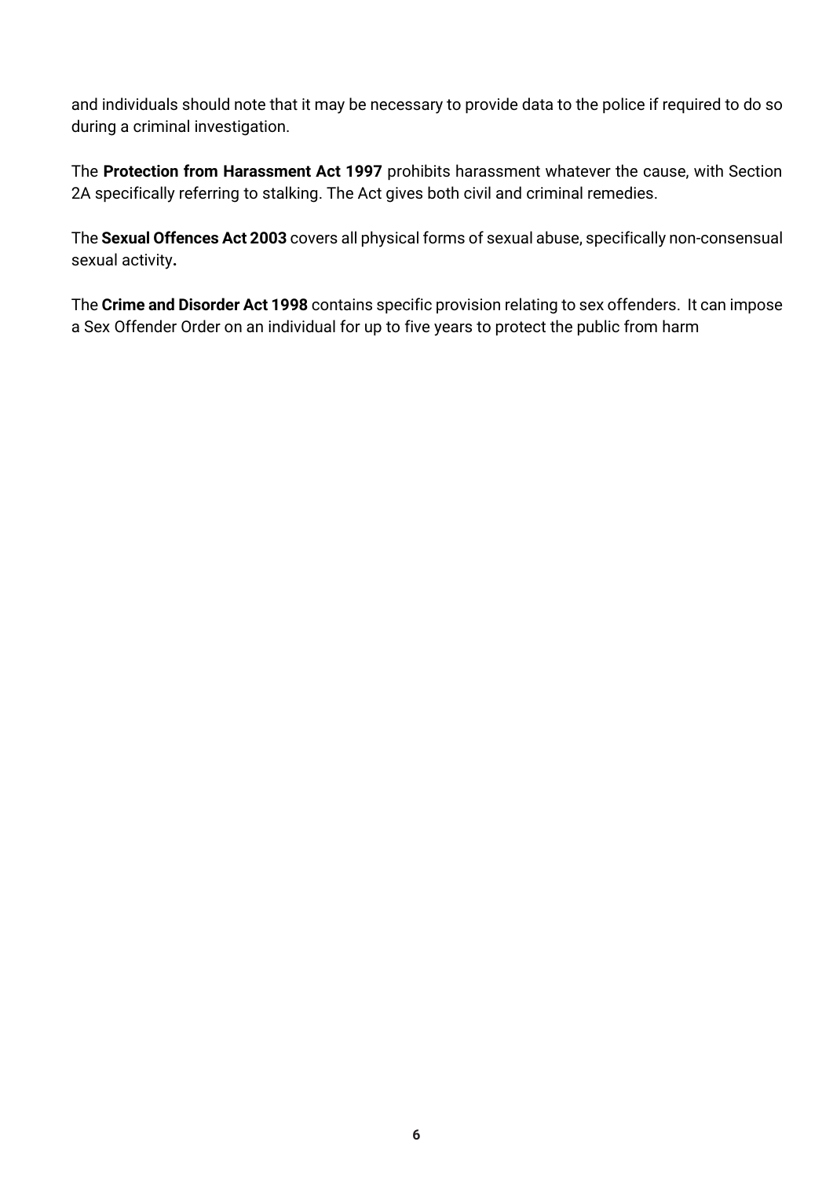and individuals should note that it may be necessary to provide data to the police if required to do so during a criminal investigation.

The **Protection from Harassment Act 1997** prohibits harassment whatever the cause, with Section 2A specifically referring to stalking. The Act gives both civil and criminal remedies.

The **Sexual Offences Act 2003** covers all physical forms of sexual abuse, specifically non-consensual sexual activity**.**

The **Crime and Disorder Act 1998** contains specific provision relating to sex offenders. It can impose a Sex Offender Order on an individual for up to five years to protect the public from harm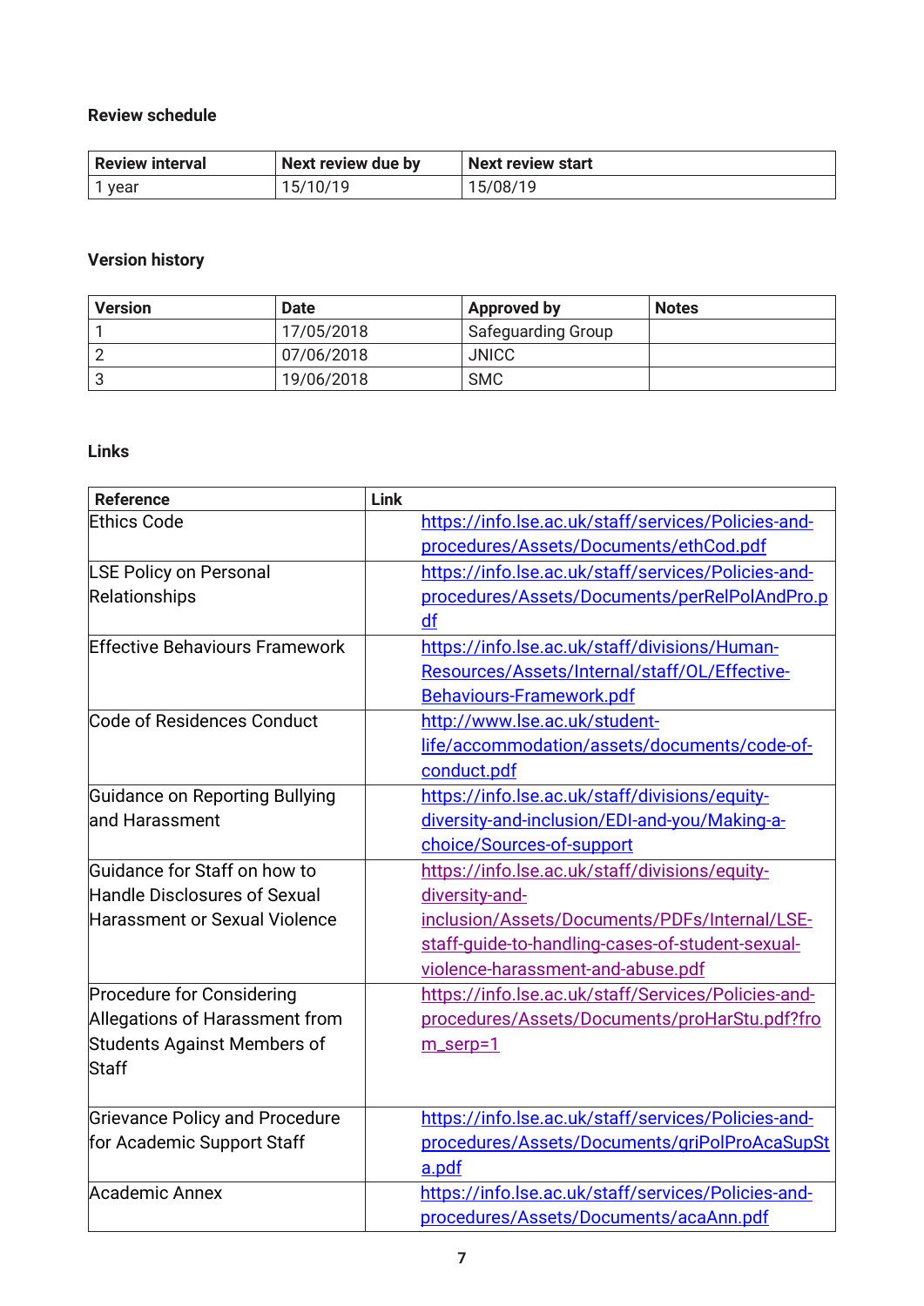**Review schedule**

| Review interval | Next review due by | Next review start |
|---|---|---|
| 1 year | 15/10/19 | 15/08/19 |

**Version history**

| Version | Date | Approved by | Notes |
|---|---|---|---|
| 1 | 17/05/2018 | Safeguarding Group | |
| 2 | 07/06/2018 | JNICC | |
| 3 | 19/06/2018 | SMC | |

**Links**

| Reference | Link |
|---|---|
| Ethics Code | https://info.lse.ac.uk/staff/services/Policies-and-procedures/Assets/Documents/ethCod.pdf |
| LSE Policy on Personal Relationships | https://info.lse.ac.uk/staff/services/Policies-and-procedures/Assets/Documents/perRelPolAndPro.pdf |
| Effective Behaviours Framework | https://info.lse.ac.uk/staff/divisions/Human-Resources/Assets/Internal/staff/OL/Effective-Behaviours-Framework.pdf |
| Code of Residences Conduct | http://www.lse.ac.uk/student-life/accommodation/assets/documents/code-of-conduct.pdf |
| Guidance on Reporting Bullying and Harassment | https://info.lse.ac.uk/staff/divisions/equity-diversity-and-inclusion/EDI-and-you/Making-a-choice/Sources-of-support |
| Guidance for Staff on how to Handle Disclosures of Sexual Harassment or Sexual Violence | https://info.lse.ac.uk/staff/divisions/equity-diversity-and-inclusion/Assets/Documents/PDFs/Internal/LSE-staff-guide-to-handling-cases-of-student-sexual-violence-harassment-and-abuse.pdf |
| Procedure for Considering Allegations of Harassment from Students Against Members of Staff | https://info.lse.ac.uk/staff/Services/Policies-and-procedures/Assets/Documents/proHarStu.pdf?from_serp=1 |
| Grievance Policy and Procedure for Academic Support Staff | https://info.lse.ac.uk/staff/services/Policies-and-procedures/Assets/Documents/griPolProAcaSupSta.pdf |
| Academic Annex | https://info.lse.ac.uk/staff/services/Policies-and-procedures/Assets/Documents/acaAnn.pdf |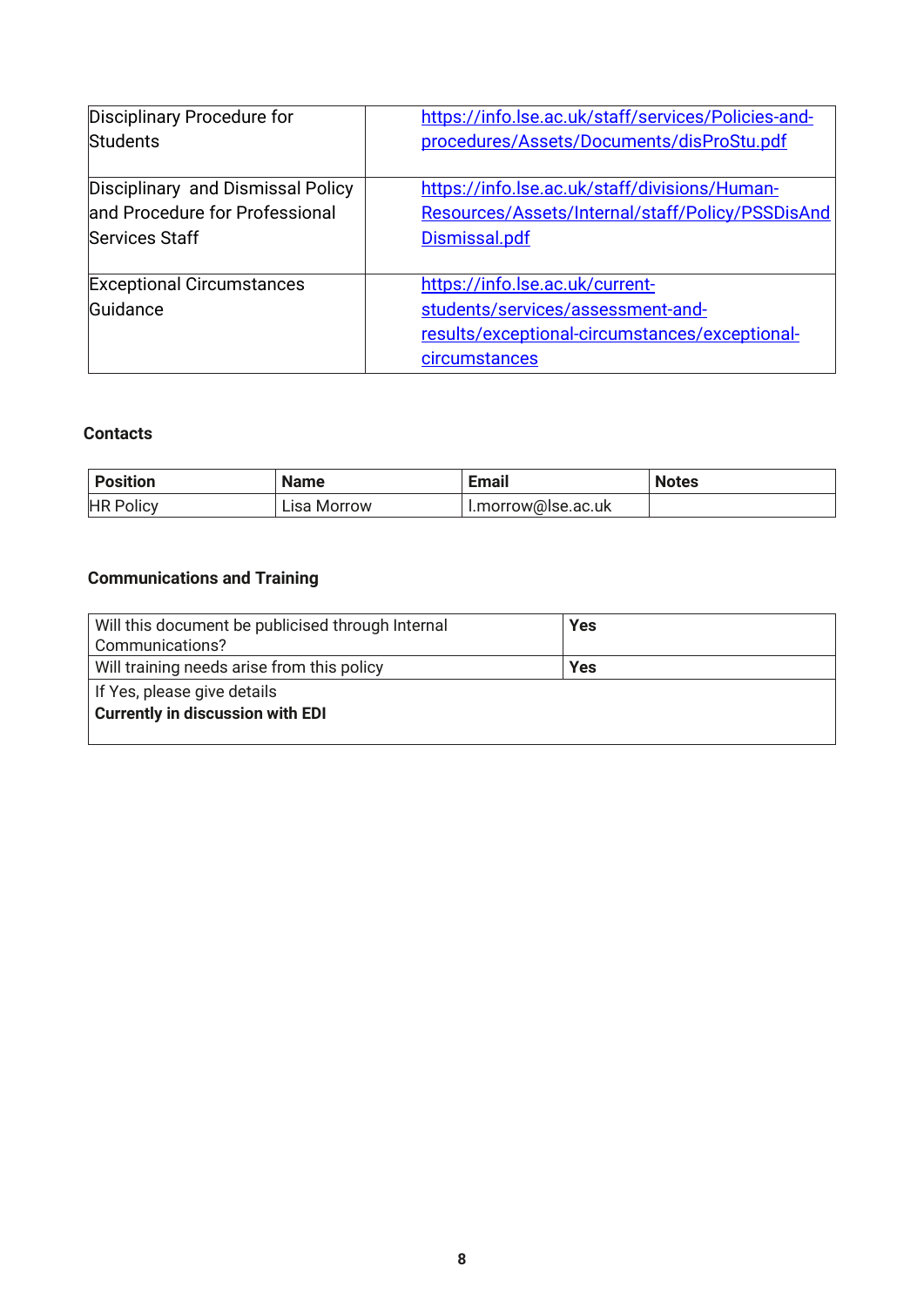| | |
|---|---|
| Disciplinary Procedure for Students | https://info.lse.ac.uk/staff/services/Policies-and-procedures/Assets/Documents/disProStu.pdf |
| Disciplinary and Dismissal Policy and Procedure for Professional Services Staff | https://info.lse.ac.uk/staff/divisions/Human-Resources/Assets/Internal/staff/Policy/PSSDisAndDismissal.pdf |
| Exceptional Circumstances Guidance | https://info.lse.ac.uk/current-students/services/assessment-and-results/exceptional-circumstances/exceptional-circumstances |

### Contacts

| Position | Name | Email | Notes |
|---|---|---|---|
| HR Policy | Lisa Morrow | l.morrow@lse.ac.uk | |

### Communications and Training

| | |
|---|---|
| Will this document be publicised through Internal Communications? | **Yes** |
| Will training needs arise from this policy | **Yes** |
| If Yes, please give details<br>**Currently in discussion with EDI** | |